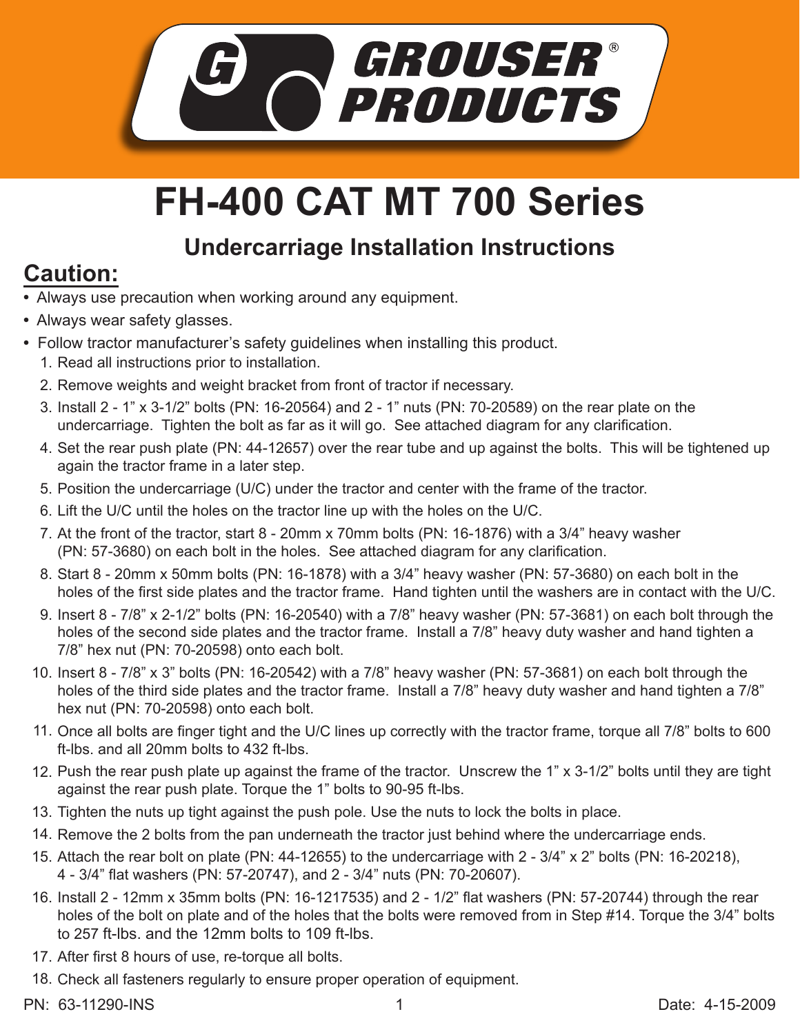# FH-400 CAT MT 700 Series

## Undercarriage Installation Instructions

## Caution:

- Always use precaution when working around any equipment.
- Always wear safety glasses.
- Follow tractor manufacturer's safety guidelines when installing this product.

1. Read all instructions prior to installation.
2. Remove weights and weight bracket from front of tractor if necessary.
3. Install 2 - 1" x 3-1/2" bolts (PN: 16-20564) and 2 - 1" nuts (PN: 70-20589) on the rear plate on the undercarriage. Tighten the bolt as far as it will go. See attached diagram for any clarification.
4. Set the rear push plate (PN: 44-12657) over the rear tube and up against the bolts. This will be tightened up again the tractor frame in a later step.
5. Position the undercarriage (U/C) under the tractor and center with the frame of the tractor.
6. Lift the U/C until the holes on the tractor line up with the holes on the U/C.
7. At the front of the tractor, start 8 - 20mm x 70mm bolts (PN: 16-1876) with a 3/4" heavy washer (PN: 57-3680) on each bolt in the holes. See attached diagram for any clarification.
8. Start 8 - 20mm x 50mm bolts (PN: 16-1878) with a 3/4" heavy washer (PN: 57-3680) on each bolt in the holes of the first side plates and the tractor frame. Hand tighten until the washers are in contact with the U/C.
9. Insert 8 - 7/8" x 2-1/2" bolts (PN: 16-20540) with a 7/8" heavy washer (PN: 57-3681) on each bolt through the holes of the second side plates and the tractor frame. Install a 7/8" heavy duty washer and hand tighten a 7/8" hex nut (PN: 70-20598) onto each bolt.
10. Insert 8 - 7/8" x 3" bolts (PN: 16-20542) with a 7/8" heavy washer (PN: 57-3681) on each bolt through the holes of the third side plates and the tractor frame. Install a 7/8" heavy duty washer and hand tighten a 7/8" hex nut (PN: 70-20598) onto each bolt.
11. Once all bolts are finger tight and the U/C lines up correctly with the tractor frame, torque all 7/8" bolts to 600 ft-lbs. and all 20mm bolts to 432 ft-lbs.
12. Push the rear push plate up against the frame of the tractor. Unscrew the 1" x 3-1/2" bolts until they are tight against the rear push plate. Torque the 1" bolts to 90-95 ft-lbs.
13. Tighten the nuts up tight against the push pole. Use the nuts to lock the bolts in place.
14. Remove the 2 bolts from the pan underneath the tractor just behind where the undercarriage ends.
15. Attach the rear bolt on plate (PN: 44-12655) to the undercarriage with 2 - 3/4" x 2" bolts (PN: 16-20218), 4 - 3/4" flat washers (PN: 57-20747), and 2 - 3/4" nuts (PN: 70-20607).
16. Install 2 - 12mm x 35mm bolts (PN: 16-1217535) and 2 - 1/2" flat washers (PN: 57-20744) through the rear holes of the bolt on plate and of the holes that the bolts were removed from in Step #14. Torque the 3/4" bolts to 257 ft-lbs. and the 12mm bolts to 109 ft-lbs.
17. After first 8 hours of use, re-torque all bolts.
18. Check all fasteners regularly to ensure proper operation of equipment.

PN: 63-11290-INS

Date: 4-15-2009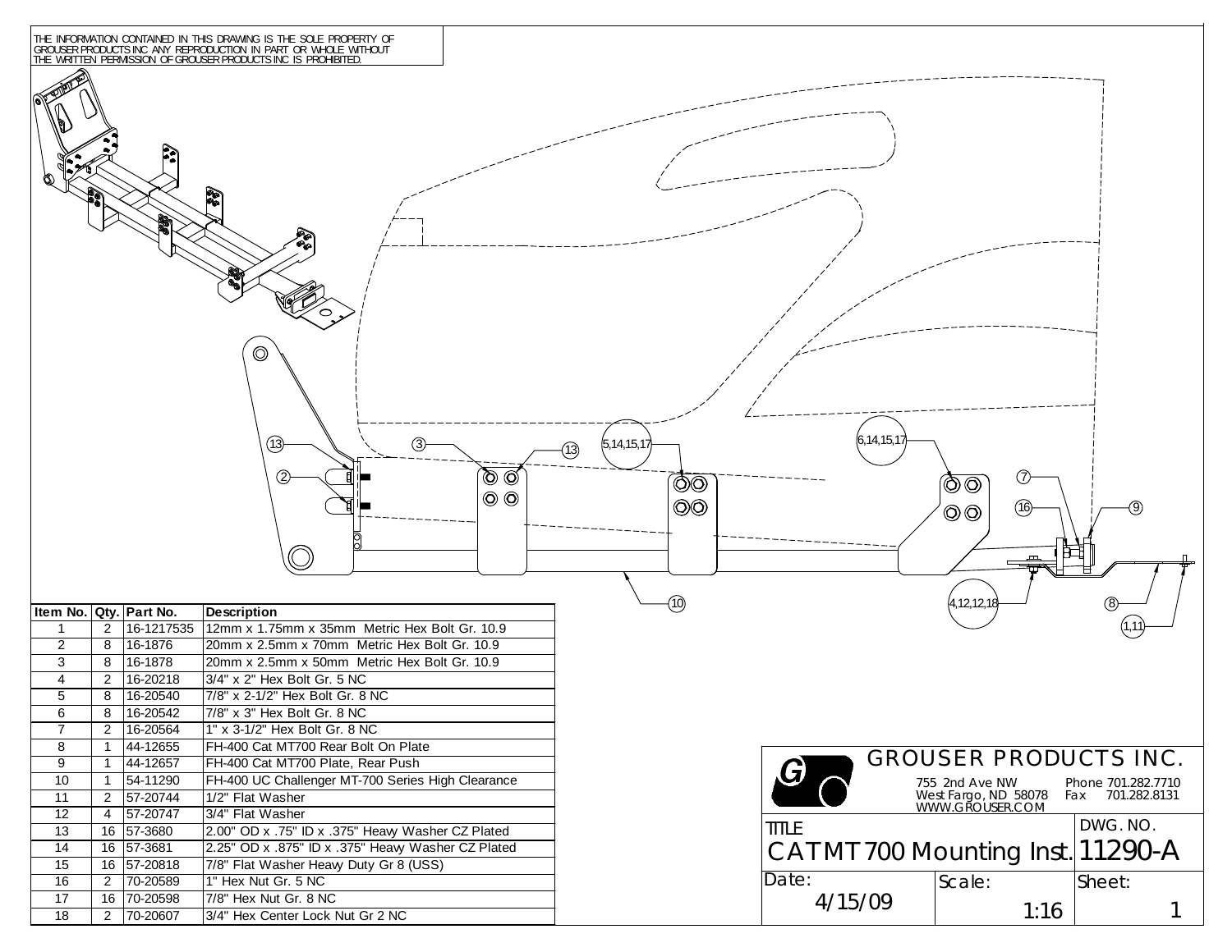THE INFORMATION CONTAINED IN THIS DRAWING IS THE SOLE PROPERTY OF GROUSER PRODUCTS INC ANY REPRODUCTION IN PART OR WHOLE WITHOUT THE WRITTEN PERMISSION OF GROUSER PRODUCTS INC IS PROHIBITED.

13

2

3

13

5,14,15,17

6,14,15,17

7

16

9

10

4,12,12,18

8

1,11

| Item No. | Qty. | Part No. | Description |
|---|---|---|---|
| 1 | 2 | 16-1217535 | 12mm x 1.75mm x 35mm Metric Hex Bolt Gr. 10.9 |
| 2 | 8 | 16-1876 | 20mm x 2.5mm x 70mm Metric Hex Bolt Gr. 10.9 |
| 3 | 8 | 16-1878 | 20mm x 2.5mm x 50mm Metric Hex Bolt Gr. 10.9 |
| 4 | 2 | 16-20218 | 3/4" x 2" Hex Bolt Gr. 5 NC |
| 5 | 8 | 16-20540 | 7/8" x 2-1/2" Hex Bolt Gr. 8 NC |
| 6 | 8 | 16-20542 | 7/8" x 3" Hex Bolt Gr. 8 NC |
| 7 | 2 | 16-20564 | 1" x 3-1/2" Hex Bolt Gr. 8 NC |
| 8 | 1 | 44-12655 | FH-400 Cat MT700 Rear Bolt On Plate |
| 9 | 1 | 44-12657 | FH-400 Cat MT700 Plate, Rear Push |
| 10 | 1 | 54-11290 | FH-400 UC Challenger MT-700 Series High Clearance |
| 11 | 2 | 57-20744 | 1/2" Flat Washer |
| 12 | 4 | 57-20747 | 3/4" Flat Washer |
| 13 | 16 | 57-3680 | 2.00" OD x .75" ID x .375" Heavy Washer CZ Plated |
| 14 | 16 | 57-3681 | 2.25" OD x .875" ID x .375" Heavy Washer CZ Plated |
| 15 | 16 | 57-20818 | 7/8" Flat Washer Heavy Duty Gr 8 (USS) |
| 16 | 2 | 70-20589 | 1" Hex Nut Gr. 5 NC |
| 17 | 16 | 70-20598 | 7/8" Hex Nut Gr. 8 NC |
| 18 | 2 | 70-20607 | 3/4" Hex Center Lock Nut Gr 2 NC |

GROUSER PRODUCTS INC.

755 2nd Ave NW
West Fargo, ND 58078
WWW.GROUSER.COM

Phone 701.282.7710
Fax 701.282.8131

| TITLE | DWG. NO. |
|---|---|
| CAT MT 700 Mounting Inst. | 11290-A |

| Date: | Scale: | Sheet: |
|---|---|---|
| 4/15/09 | 1:16 | 1 |